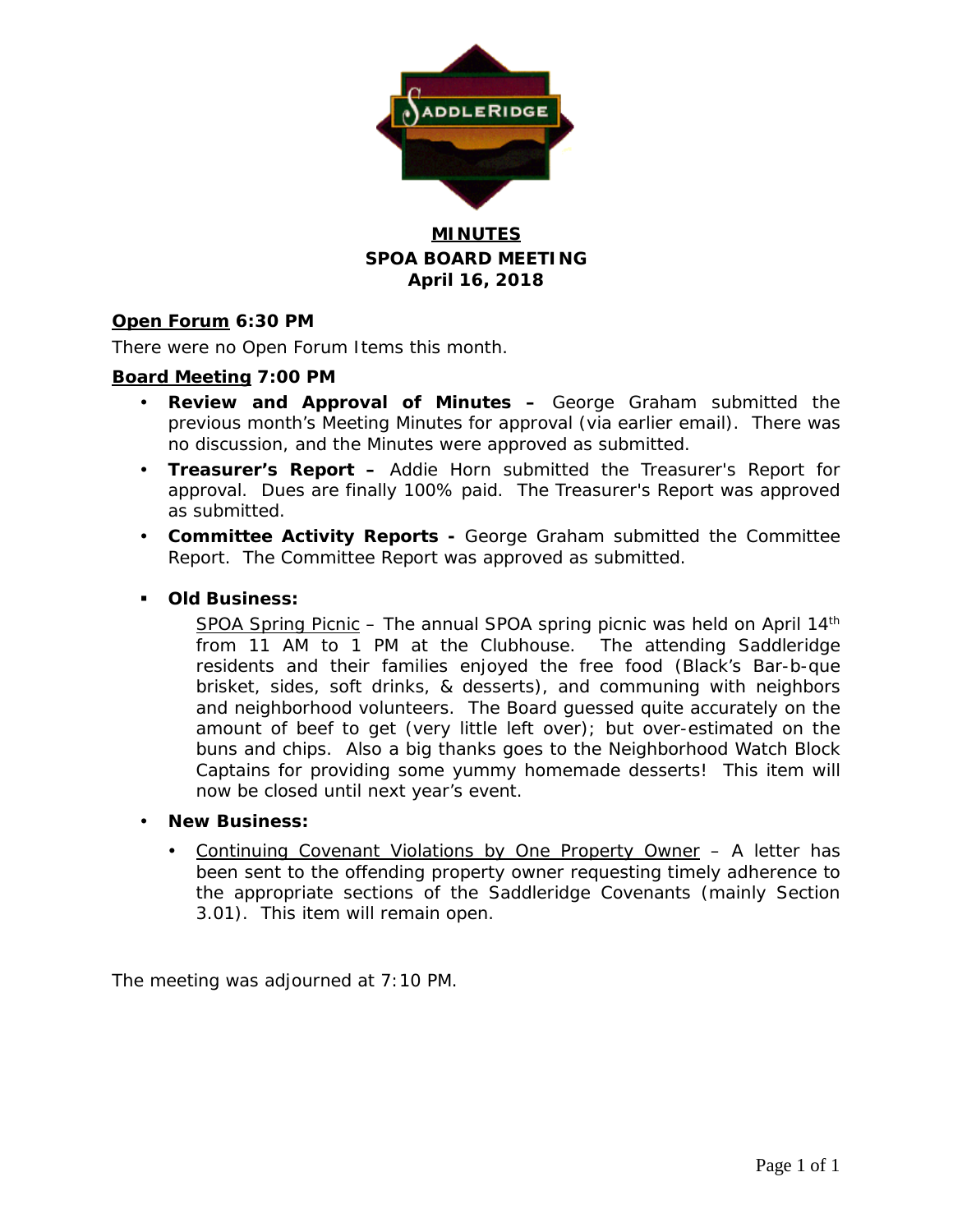# MINUTES
## SPOA BOARD MEETING
## April 16, 2018

**Open Forum 6:30 PM**

There were no Open Forum Items this month.

**Board Meeting 7:00 PM**

- **Review and Approval of Minutes –** George Graham submitted the previous month's Meeting Minutes for approval (via earlier email). There was no discussion, and the Minutes were approved as submitted.
- **Treasurer's Report –** Addie Horn submitted the Treasurer's Report for approval. Dues are finally 100% paid. The Treasurer's Report was approved as submitted.
- **Committee Activity Reports -** George Graham submitted the Committee Report. The Committee Report was approved as submitted.

- **Old Business:**

  SPOA Spring Picnic – The annual SPOA spring picnic was held on April 14th from 11 AM to 1 PM at the Clubhouse. The attending Saddleridge residents and their families enjoyed the free food (Black's Bar-b-que brisket, sides, soft drinks, & desserts), and communing with neighbors and neighborhood volunteers. The Board guessed quite accurately on the amount of beef to get (very little left over); but over-estimated on the buns and chips. Also a big thanks goes to the Neighborhood Watch Block Captains for providing some yummy homemade desserts! This item will now be closed until next year's event.

- **New Business:**
  - Continuing Covenant Violations by One Property Owner – A letter has been sent to the offending property owner requesting timely adherence to the appropriate sections of the Saddleridge Covenants (mainly Section 3.01). This item will remain open.

The meeting was adjourned at 7:10 PM.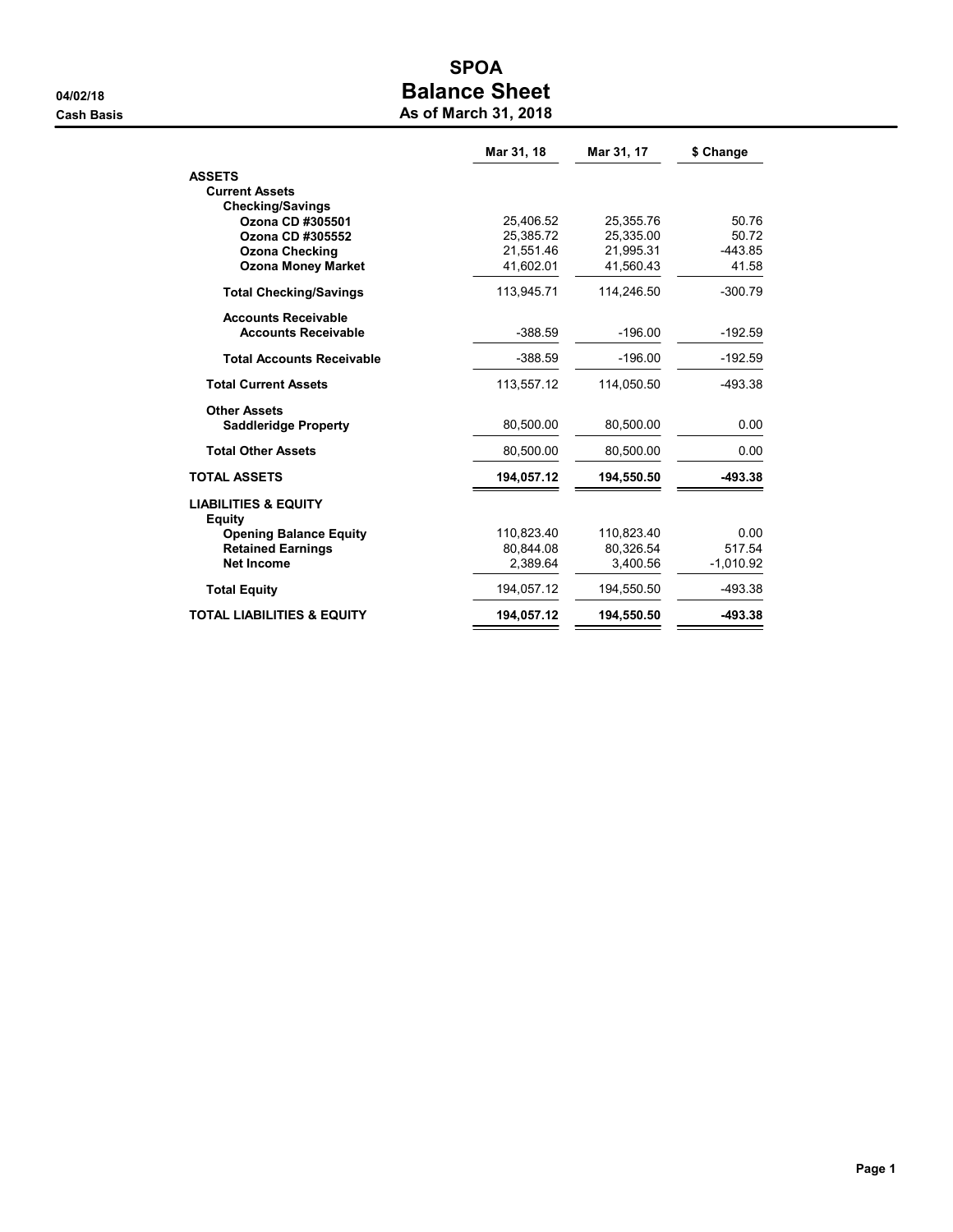# SPOA

## Balance Sheet

### As of March 31, 2018

04/02/18

Cash Basis

| | Mar 31, 18 | Mar 31, 17 | $ Change |
|---|---|---|---|
| **ASSETS** | | | |
| **Current Assets** | | | |
| **Checking/Savings** | | | |
| **Ozona CD #305501** | 25,406.52 | 25,355.76 | 50.76 |
| **Ozona CD #305552** | 25,385.72 | 25,335.00 | 50.72 |
| **Ozona Checking** | 21,551.46 | 21,995.31 | -443.85 |
| **Ozona Money Market** | 41,602.01 | 41,560.43 | 41.58 |
| **Total Checking/Savings** | 113,945.71 | 114,246.50 | -300.79 |
| **Accounts Receivable** | | | |
| **Accounts Receivable** | -388.59 | -196.00 | -192.59 |
| **Total Accounts Receivable** | -388.59 | -196.00 | -192.59 |
| **Total Current Assets** | 113,557.12 | 114,050.50 | -493.38 |
| **Other Assets** | | | |
| **Saddleridge Property** | 80,500.00 | 80,500.00 | 0.00 |
| **Total Other Assets** | 80,500.00 | 80,500.00 | 0.00 |
| **TOTAL ASSETS** | **194,057.12** | **194,550.50** | **-493.38** |
| **LIABILITIES & EQUITY** | | | |
| **Equity** | | | |
| **Opening Balance Equity** | 110,823.40 | 110,823.40 | 0.00 |
| **Retained Earnings** | 80,844.08 | 80,326.54 | 517.54 |
| **Net Income** | 2,389.64 | 3,400.56 | -1,010.92 |
| **Total Equity** | 194,057.12 | 194,550.50 | -493.38 |
| **TOTAL LIABILITIES & EQUITY** | **194,057.12** | **194,550.50** | **-493.38** |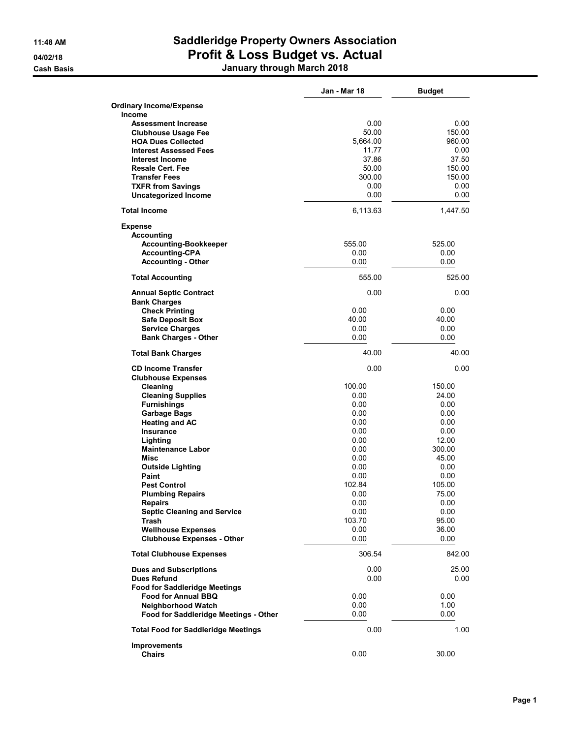# Saddleridge Property Owners Association

## Profit & Loss Budget vs. Actual

### January through March 2018

11:48 AM
04/02/18
Cash Basis

| | Jan - Mar 18 | Budget |
|---|---|---|
| **Ordinary Income/Expense** | | |
| **Income** | | |
| **Assessment Increase** | 0.00 | 0.00 |
| **Clubhouse Usage Fee** | 50.00 | 150.00 |
| **HOA Dues Collected** | 5,664.00 | 960.00 |
| **Interest Assessed Fees** | 11.77 | 0.00 |
| **Interest Income** | 37.86 | 37.50 |
| **Resale Cert. Fee** | 50.00 | 150.00 |
| **Transfer Fees** | 300.00 | 150.00 |
| **TXFR from Savings** | 0.00 | 0.00 |
| **Uncategorized Income** | 0.00 | 0.00 |
| **Total Income** | 6,113.63 | 1,447.50 |
| **Expense** | | |
| **Accounting** | | |
| **Accounting-Bookkeeper** | 555.00 | 525.00 |
| **Accounting-CPA** | 0.00 | 0.00 |
| **Accounting - Other** | 0.00 | 0.00 |
| **Total Accounting** | 555.00 | 525.00 |
| **Annual Septic Contract** | 0.00 | 0.00 |
| **Bank Charges** | | |
| **Check Printing** | 0.00 | 0.00 |
| **Safe Deposit Box** | 40.00 | 40.00 |
| **Service Charges** | 0.00 | 0.00 |
| **Bank Charges - Other** | 0.00 | 0.00 |
| **Total Bank Charges** | 40.00 | 40.00 |
| **CD Income Transfer** | 0.00 | 0.00 |
| **Clubhouse Expenses** | | |
| **Cleaning** | 100.00 | 150.00 |
| **Cleaning Supplies** | 0.00 | 24.00 |
| **Furnishings** | 0.00 | 0.00 |
| **Garbage Bags** | 0.00 | 0.00 |
| **Heating and AC** | 0.00 | 0.00 |
| **Insurance** | 0.00 | 0.00 |
| **Lighting** | 0.00 | 12.00 |
| **Maintenance Labor** | 0.00 | 300.00 |
| **Misc** | 0.00 | 45.00 |
| **Outside Lighting** | 0.00 | 0.00 |
| **Paint** | 0.00 | 0.00 |
| **Pest Control** | 102.84 | 105.00 |
| **Plumbing Repairs** | 0.00 | 75.00 |
| **Repairs** | 0.00 | 0.00 |
| **Septic Cleaning and Service** | 0.00 | 0.00 |
| **Trash** | 103.70 | 95.00 |
| **Wellhouse Expenses** | 0.00 | 36.00 |
| **Clubhouse Expenses - Other** | 0.00 | 0.00 |
| **Total Clubhouse Expenses** | 306.54 | 842.00 |
| **Dues and Subscriptions** | 0.00 | 25.00 |
| **Dues Refund** | 0.00 | 0.00 |
| **Food for Saddleridge Meetings** | | |
| **Food for Annual BBQ** | 0.00 | 0.00 |
| **Neighborhood Watch** | 0.00 | 1.00 |
| **Food for Saddleridge Meetings - Other** | 0.00 | 0.00 |
| **Total Food for Saddleridge Meetings** | 0.00 | 1.00 |
| **Improvements** | | |
| **Chairs** | 0.00 | 30.00 |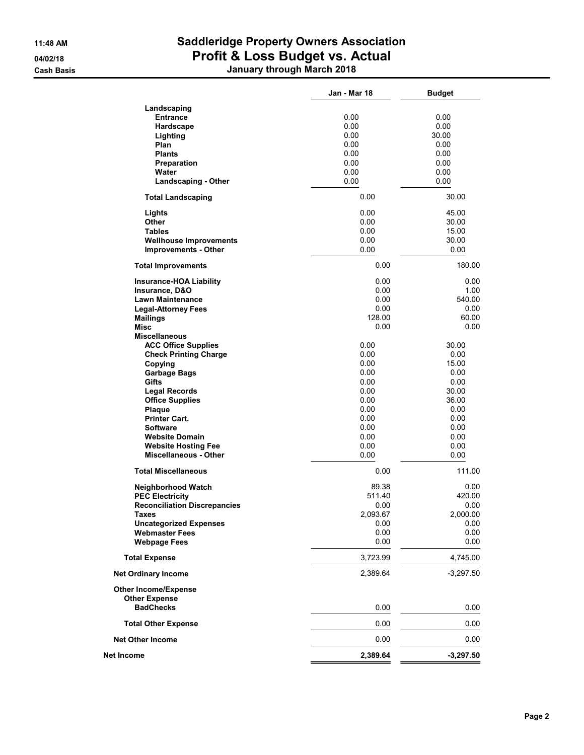# Saddleridge Property Owners Association

## Profit & Loss Budget vs. Actual

### January through March 2018

11:48 AM
04/02/18
Cash Basis

| | Jan - Mar 18 | Budget |
|---|---|---|
| Landscaping | | |
| Entrance | 0.00 | 0.00 |
| Hardscape | 0.00 | 0.00 |
| Lighting | 0.00 | 30.00 |
| Plan | 0.00 | 0.00 |
| Plants | 0.00 | 0.00 |
| Preparation | 0.00 | 0.00 |
| Water | 0.00 | 0.00 |
| Landscaping - Other | 0.00 | 0.00 |
| **Total Landscaping** | 0.00 | 30.00 |
| Lights | 0.00 | 45.00 |
| Other | 0.00 | 30.00 |
| Tables | 0.00 | 15.00 |
| Wellhouse Improvements | 0.00 | 30.00 |
| Improvements - Other | 0.00 | 0.00 |
| **Total Improvements** | 0.00 | 180.00 |
| Insurance-HOA Liability | 0.00 | 0.00 |
| Insurance, D&O | 0.00 | 1.00 |
| Lawn Maintenance | 0.00 | 540.00 |
| Legal-Attorney Fees | 0.00 | 0.00 |
| Mailings | 128.00 | 60.00 |
| Misc | 0.00 | 0.00 |
| Miscellaneous | | |
| ACC Office Supplies | 0.00 | 30.00 |
| Check Printing Charge | 0.00 | 0.00 |
| Copying | 0.00 | 15.00 |
| Garbage Bags | 0.00 | 0.00 |
| Gifts | 0.00 | 0.00 |
| Legal Records | 0.00 | 30.00 |
| Office Supplies | 0.00 | 36.00 |
| Plaque | 0.00 | 0.00 |
| Printer Cart. | 0.00 | 0.00 |
| Software | 0.00 | 0.00 |
| Website Domain | 0.00 | 0.00 |
| Website Hosting Fee | 0.00 | 0.00 |
| Miscellaneous - Other | 0.00 | 0.00 |
| **Total Miscellaneous** | 0.00 | 111.00 |
| Neighborhood Watch | 89.38 | 0.00 |
| PEC Electricity | 511.40 | 420.00 |
| Reconciliation Discrepancies | 0.00 | 0.00 |
| Taxes | 2,093.67 | 2,000.00 |
| Uncategorized Expenses | 0.00 | 0.00 |
| Webmaster Fees | 0.00 | 0.00 |
| Webpage Fees | 0.00 | 0.00 |
| **Total Expense** | 3,723.99 | 4,745.00 |
| **Net Ordinary Income** | 2,389.64 | -3,297.50 |
| Other Income/Expense | | |
| Other Expense | | |
| BadChecks | 0.00 | 0.00 |
| **Total Other Expense** | 0.00 | 0.00 |
| **Net Other Income** | 0.00 | 0.00 |
| **Net Income** | **2,389.64** | **-3,297.50** |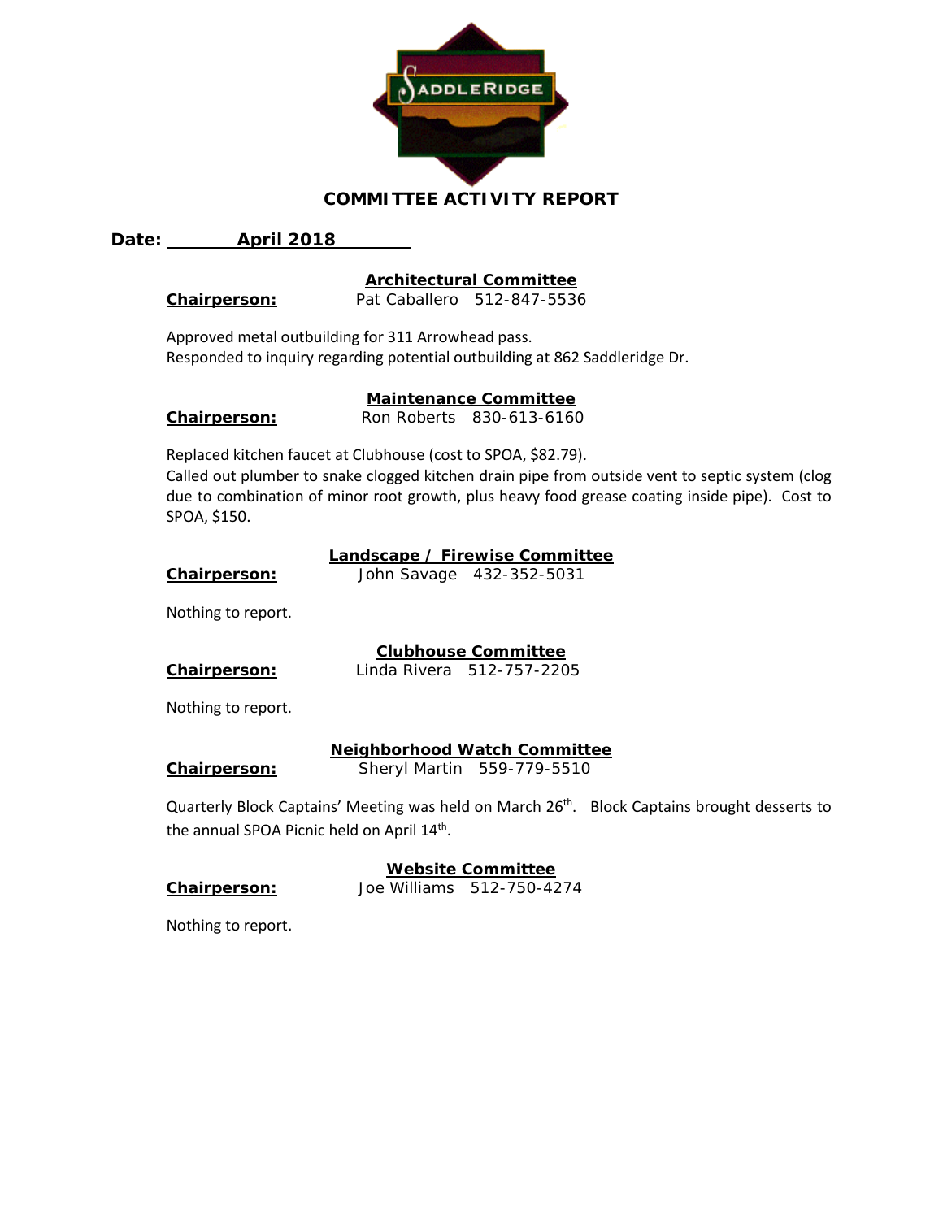# COMMITTEE ACTIVITY REPORT

**Date: April 2018**

## Architectural Committee

**Chairperson:** Pat Caballero 512-847-5536

Approved metal outbuilding for 311 Arrowhead pass.
Responded to inquiry regarding potential outbuilding at 862 Saddleridge Dr.

## Maintenance Committee

**Chairperson:** Ron Roberts 830-613-6160

Replaced kitchen faucet at Clubhouse (cost to SPOA, $82.79).
Called out plumber to snake clogged kitchen drain pipe from outside vent to septic system (clog due to combination of minor root growth, plus heavy food grease coating inside pipe). Cost to SPOA, $150.

## Landscape / Firewise Committee

**Chairperson:** John Savage 432-352-5031

Nothing to report.

## Clubhouse Committee

**Chairperson:** Linda Rivera 512-757-2205

Nothing to report.

## Neighborhood Watch Committee

**Chairperson:** Sheryl Martin 559-779-5510

Quarterly Block Captains' Meeting was held on March 26th. Block Captains brought desserts to the annual SPOA Picnic held on April 14th.

## Website Committee

**Chairperson:** Joe Williams 512-750-4274

Nothing to report.